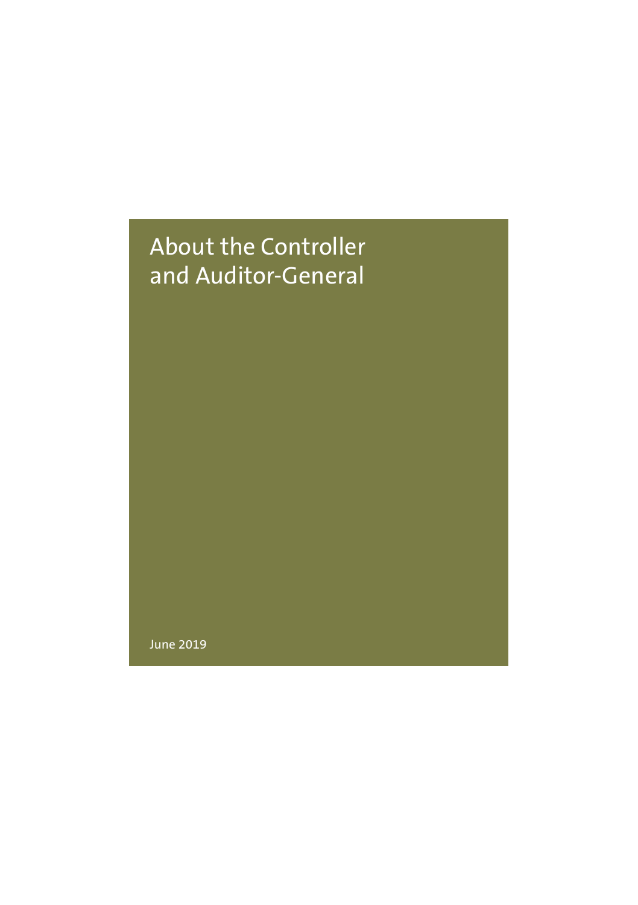# About the Controller and Auditor-General

June 2019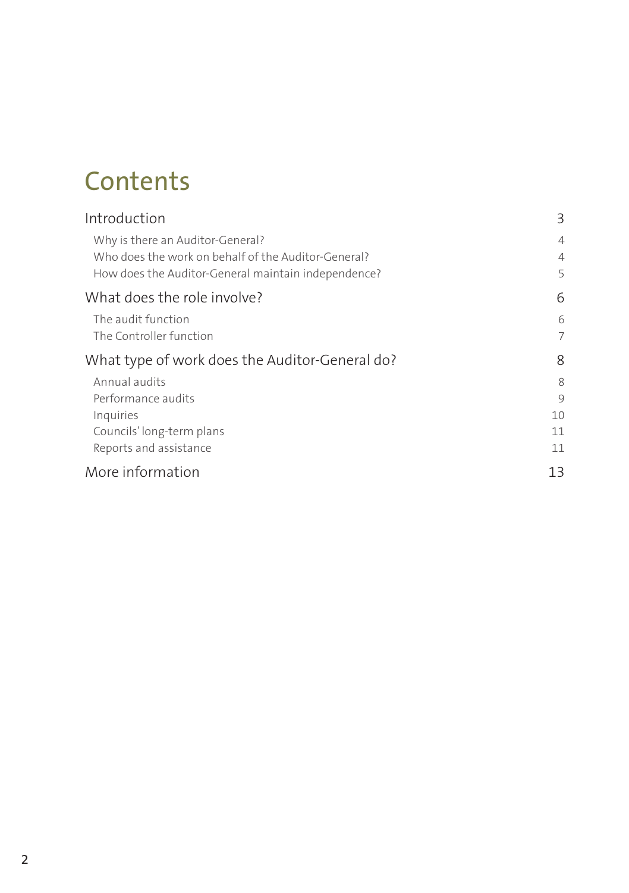# Contents

| | |
|---|---|
| Introduction | 3 |
| Why is there an Auditor-General? | 4 |
| Who does the work on behalf of the Auditor-General? | 4 |
| How does the Auditor-General maintain independence? | 5 |
| What does the role involve? | 6 |
| The audit function | 6 |
| The Controller function | 7 |
| What type of work does the Auditor-General do? | 8 |
| Annual audits | 8 |
| Performance audits | 9 |
| Inquiries | 10 |
| Councils' long-term plans | 11 |
| Reports and assistance | 11 |
| More information | 13 |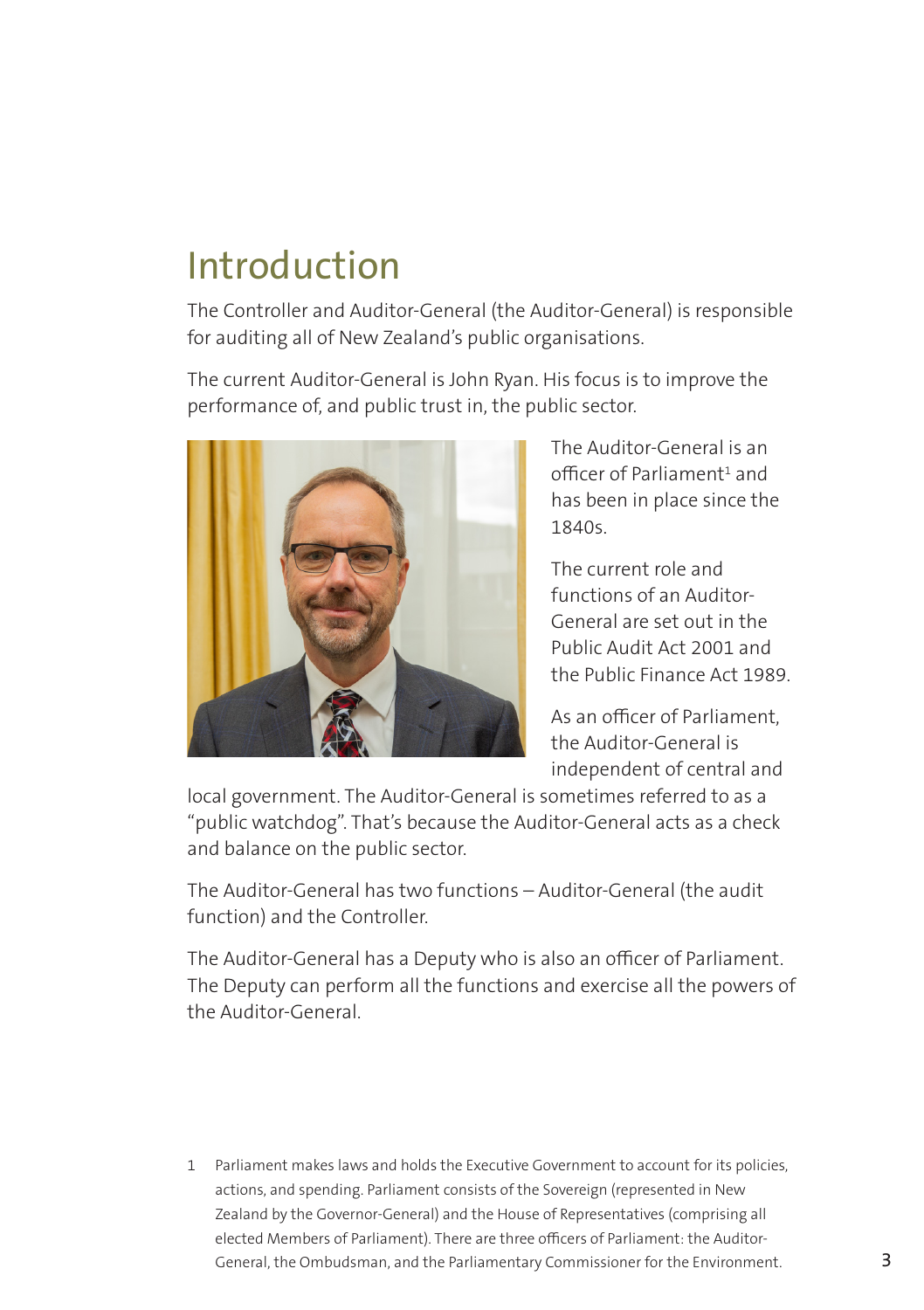# Introduction

The Controller and Auditor-General (the Auditor-General) is responsible for auditing all of New Zealand's public organisations.

The current Auditor-General is John Ryan. His focus is to improve the performance of, and public trust in, the public sector.

The Auditor-General is an officer of Parliament[1] and has been in place since the 1840s.

The current role and functions of an Auditor-General are set out in the Public Audit Act 2001 and the Public Finance Act 1989.

As an officer of Parliament, the Auditor-General is independent of central and local government. The Auditor-General is sometimes referred to as a "public watchdog". That's because the Auditor-General acts as a check and balance on the public sector.

The Auditor-General has two functions – Auditor-General (the audit function) and the Controller.

The Auditor-General has a Deputy who is also an officer of Parliament. The Deputy can perform all the functions and exercise all the powers of the Auditor-General.

1 Parliament makes laws and holds the Executive Government to account for its policies, actions, and spending. Parliament consists of the Sovereign (represented in New Zealand by the Governor-General) and the House of Representatives (comprising all elected Members of Parliament). There are three officers of Parliament: the Auditor-General, the Ombudsman, and the Parliamentary Commissioner for the Environment.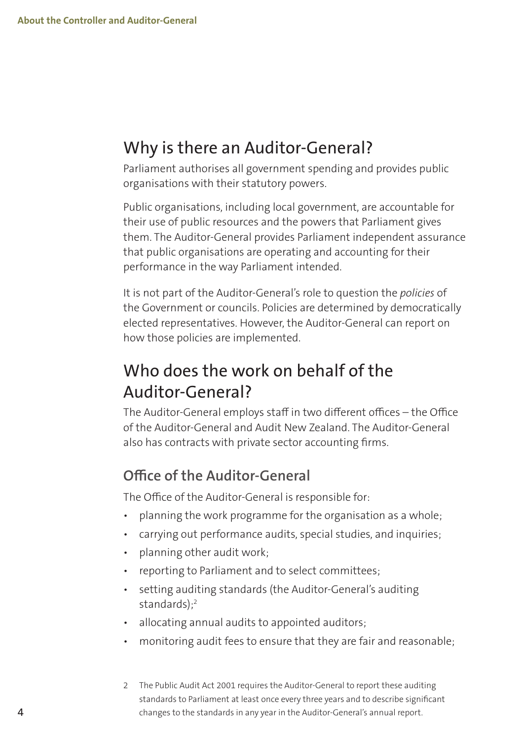## Why is there an Auditor-General?

Parliament authorises all government spending and provides public organisations with their statutory powers.

Public organisations, including local government, are accountable for their use of public resources and the powers that Parliament gives them. The Auditor-General provides Parliament independent assurance that public organisations are operating and accounting for their performance in the way Parliament intended.

It is not part of the Auditor-General's role to question the *policies* of the Government or councils. Policies are determined by democratically elected representatives. However, the Auditor-General can report on how those policies are implemented.

## Who does the work on behalf of the Auditor-General?

The Auditor-General employs staff in two different offices – the Office of the Auditor-General and Audit New Zealand. The Auditor-General also has contracts with private sector accounting firms.

### Office of the Auditor-General

The Office of the Auditor-General is responsible for:

- planning the work programme for the organisation as a whole;
- carrying out performance audits, special studies, and inquiries;
- planning other audit work;
- reporting to Parliament and to select committees;
- setting auditing standards (the Auditor-General's auditing standards);[2]
- allocating annual audits to appointed auditors;
- monitoring audit fees to ensure that they are fair and reasonable;

2 The Public Audit Act 2001 requires the Auditor-General to report these auditing standards to Parliament at least once every three years and to describe significant changes to the standards in any year in the Auditor-General's annual report.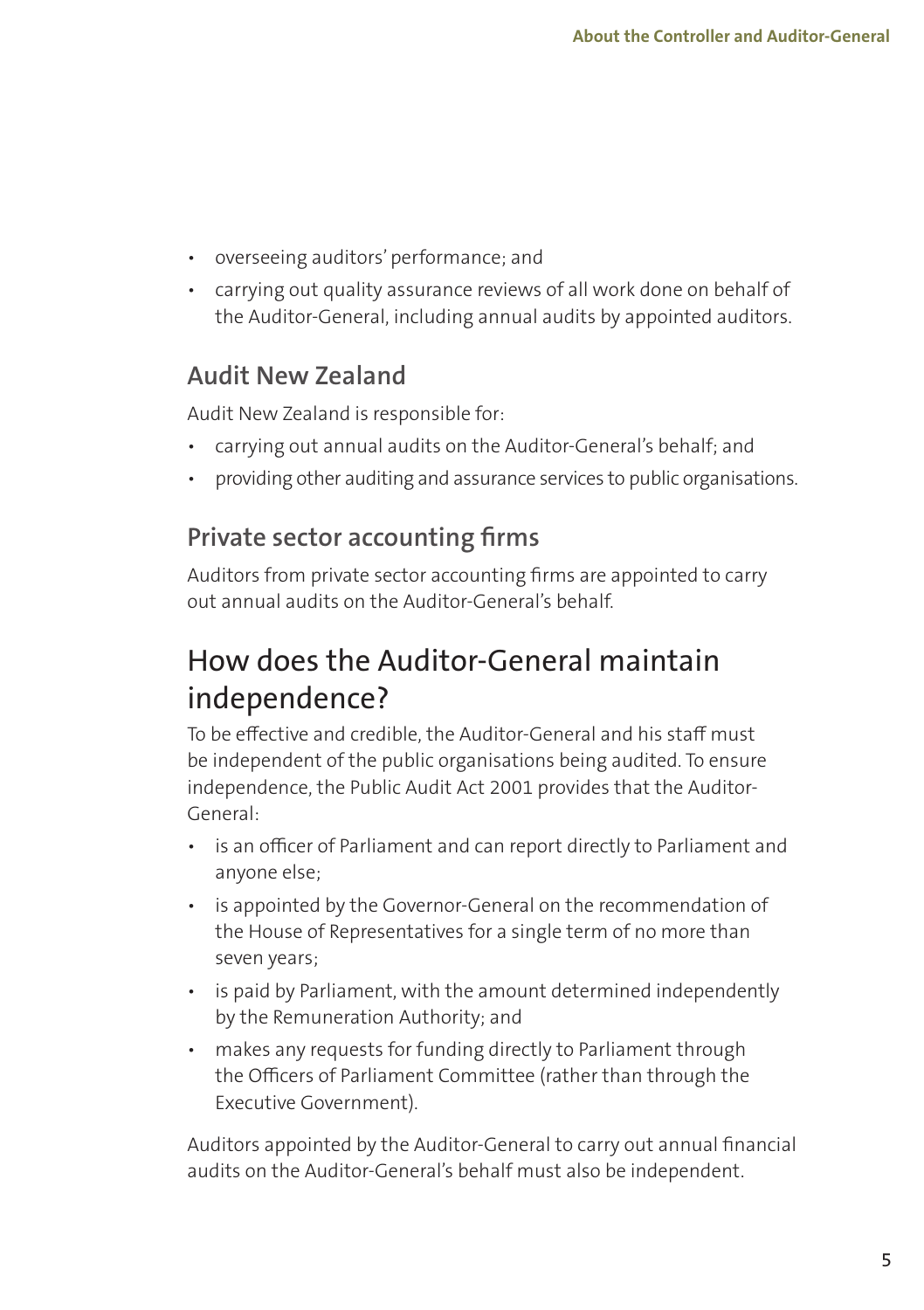- overseeing auditors' performance; and
- carrying out quality assurance reviews of all work done on behalf of the Auditor-General, including annual audits by appointed auditors.

### Audit New Zealand

Audit New Zealand is responsible for:

- carrying out annual audits on the Auditor-General's behalf; and
- providing other auditing and assurance services to public organisations.

### Private sector accounting firms

Auditors from private sector accounting firms are appointed to carry out annual audits on the Auditor-General's behalf.

## How does the Auditor-General maintain independence?

To be effective and credible, the Auditor-General and his staff must be independent of the public organisations being audited. To ensure independence, the Public Audit Act 2001 provides that the Auditor-General:

- is an officer of Parliament and can report directly to Parliament and anyone else;
- is appointed by the Governor-General on the recommendation of the House of Representatives for a single term of no more than seven years;
- is paid by Parliament, with the amount determined independently by the Remuneration Authority; and
- makes any requests for funding directly to Parliament through the Officers of Parliament Committee (rather than through the Executive Government).

Auditors appointed by the Auditor-General to carry out annual financial audits on the Auditor-General's behalf must also be independent.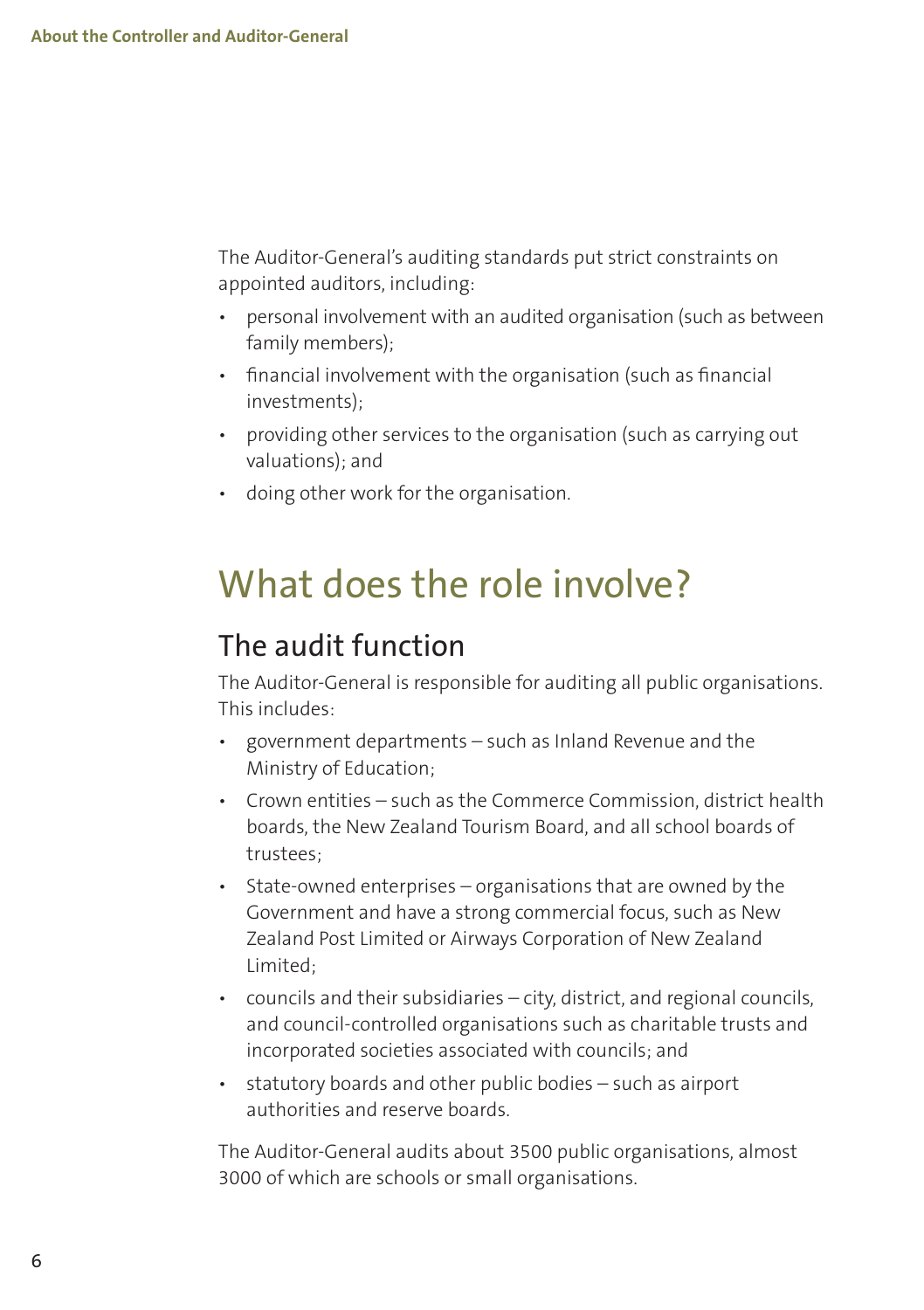The Auditor-General's auditing standards put strict constraints on appointed auditors, including:

- personal involvement with an audited organisation (such as between family members);
- financial involvement with the organisation (such as financial investments);
- providing other services to the organisation (such as carrying out valuations); and
- doing other work for the organisation.

# What does the role involve?

## The audit function

The Auditor-General is responsible for auditing all public organisations. This includes:

- government departments – such as Inland Revenue and the Ministry of Education;
- Crown entities – such as the Commerce Commission, district health boards, the New Zealand Tourism Board, and all school boards of trustees;
- State-owned enterprises – organisations that are owned by the Government and have a strong commercial focus, such as New Zealand Post Limited or Airways Corporation of New Zealand Limited;
- councils and their subsidiaries – city, district, and regional councils, and council-controlled organisations such as charitable trusts and incorporated societies associated with councils; and
- statutory boards and other public bodies – such as airport authorities and reserve boards.

The Auditor-General audits about 3500 public organisations, almost 3000 of which are schools or small organisations.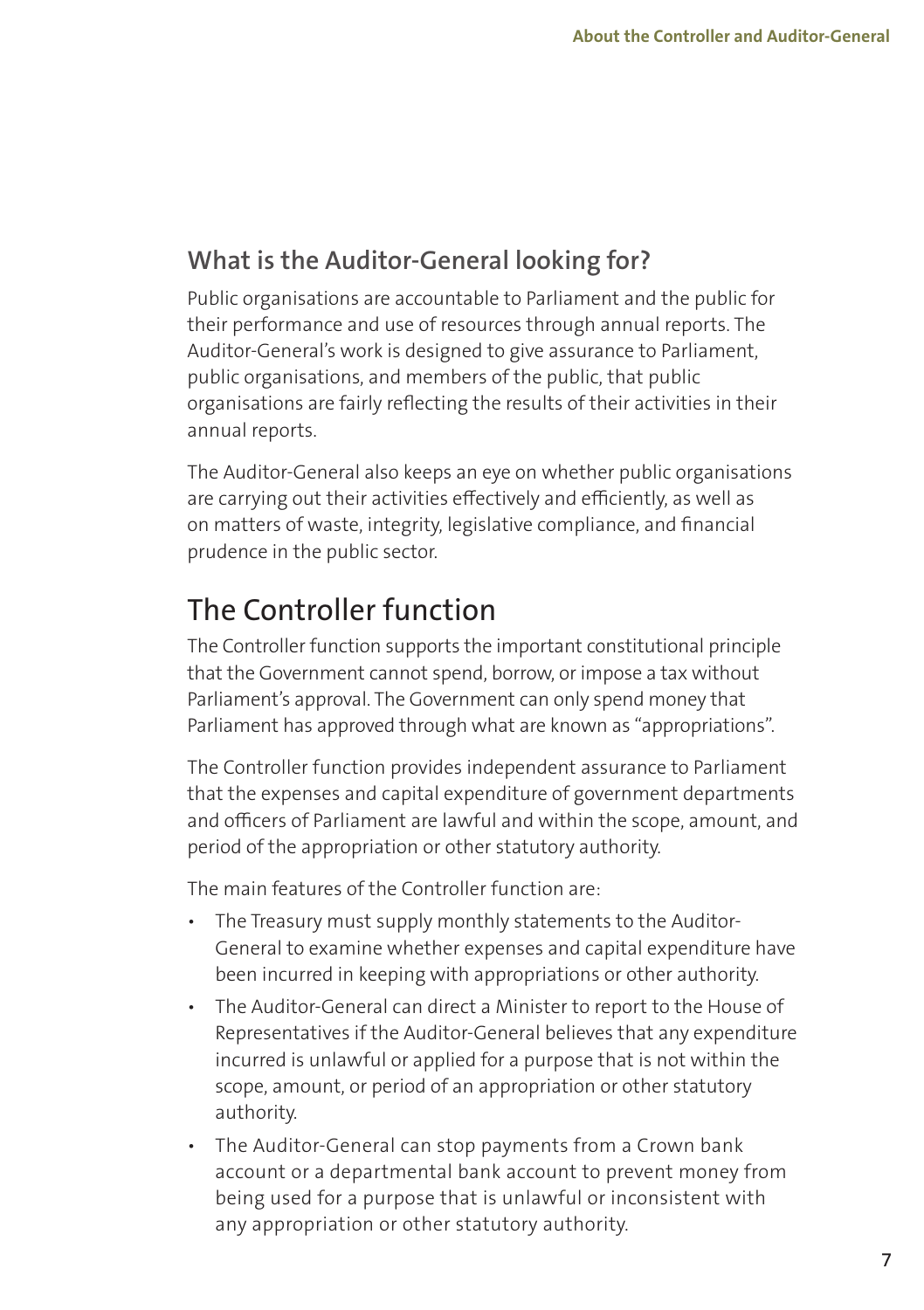### What is the Auditor-General looking for?

Public organisations are accountable to Parliament and the public for their performance and use of resources through annual reports. The Auditor-General's work is designed to give assurance to Parliament, public organisations, and members of the public, that public organisations are fairly reflecting the results of their activities in their annual reports.

The Auditor-General also keeps an eye on whether public organisations are carrying out their activities effectively and efficiently, as well as on matters of waste, integrity, legislative compliance, and financial prudence in the public sector.

## The Controller function

The Controller function supports the important constitutional principle that the Government cannot spend, borrow, or impose a tax without Parliament's approval. The Government can only spend money that Parliament has approved through what are known as "appropriations".

The Controller function provides independent assurance to Parliament that the expenses and capital expenditure of government departments and officers of Parliament are lawful and within the scope, amount, and period of the appropriation or other statutory authority.

The main features of the Controller function are:

- The Treasury must supply monthly statements to the Auditor-General to examine whether expenses and capital expenditure have been incurred in keeping with appropriations or other authority.
- The Auditor-General can direct a Minister to report to the House of Representatives if the Auditor-General believes that any expenditure incurred is unlawful or applied for a purpose that is not within the scope, amount, or period of an appropriation or other statutory authority.
- The Auditor-General can stop payments from a Crown bank account or a departmental bank account to prevent money from being used for a purpose that is unlawful or inconsistent with any appropriation or other statutory authority.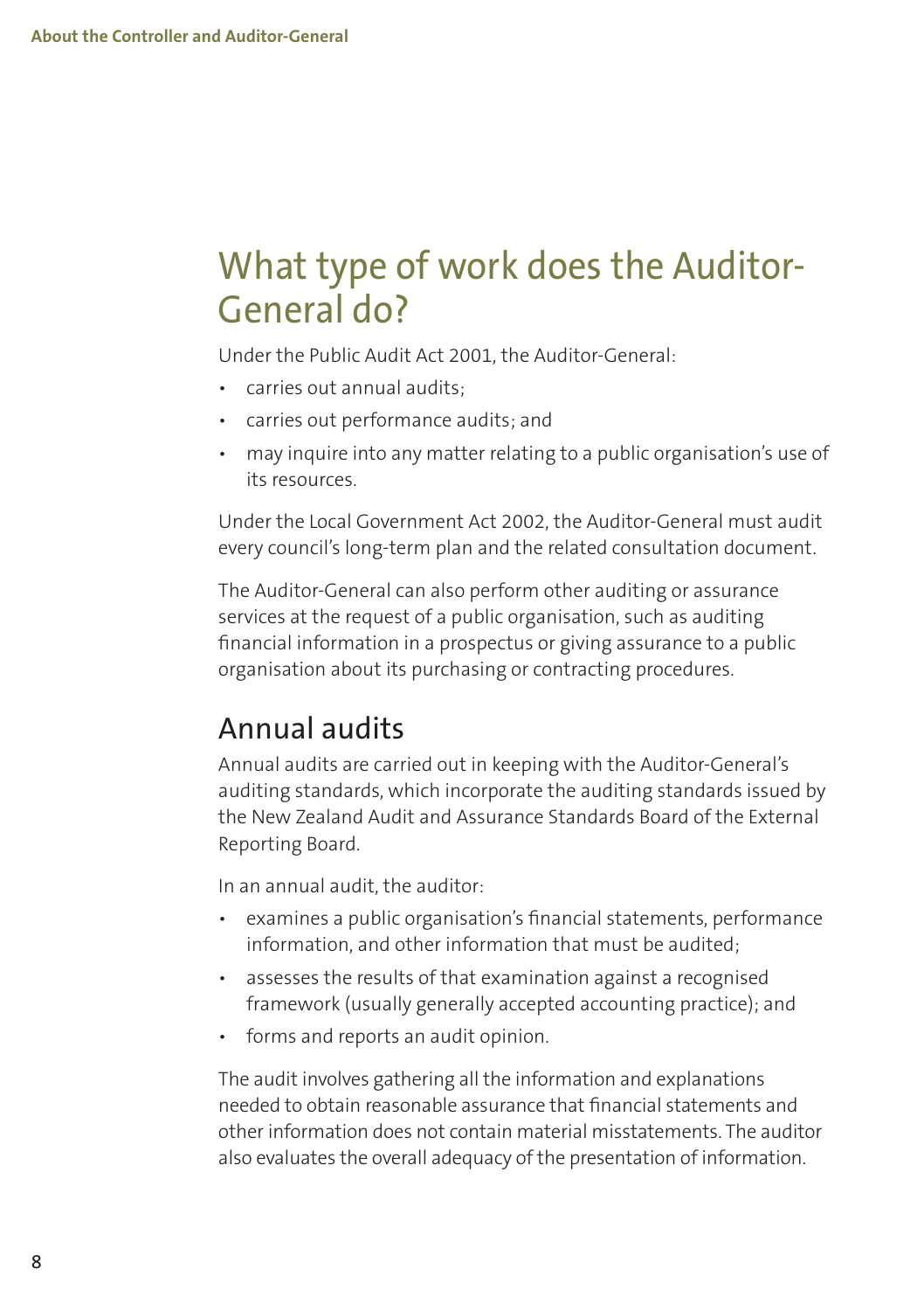# What type of work does the Auditor-General do?

Under the Public Audit Act 2001, the Auditor-General:

- carries out annual audits;
- carries out performance audits; and
- may inquire into any matter relating to a public organisation's use of its resources.

Under the Local Government Act 2002, the Auditor-General must audit every council's long-term plan and the related consultation document.

The Auditor-General can also perform other auditing or assurance services at the request of a public organisation, such as auditing financial information in a prospectus or giving assurance to a public organisation about its purchasing or contracting procedures.

## Annual audits

Annual audits are carried out in keeping with the Auditor-General's auditing standards, which incorporate the auditing standards issued by the New Zealand Audit and Assurance Standards Board of the External Reporting Board.

In an annual audit, the auditor:

- examines a public organisation's financial statements, performance information, and other information that must be audited;
- assesses the results of that examination against a recognised framework (usually generally accepted accounting practice); and
- forms and reports an audit opinion.

The audit involves gathering all the information and explanations needed to obtain reasonable assurance that financial statements and other information does not contain material misstatements. The auditor also evaluates the overall adequacy of the presentation of information.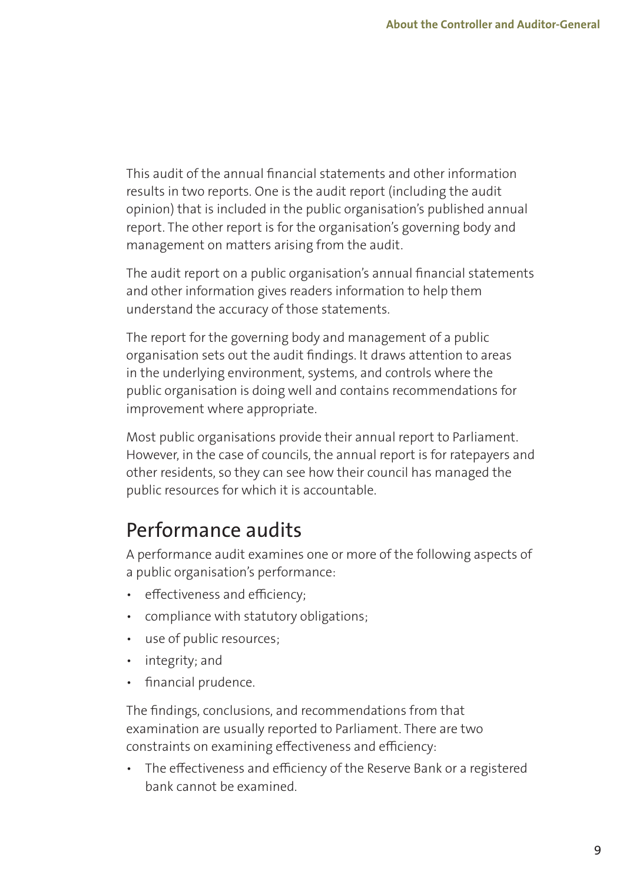This audit of the annual financial statements and other information results in two reports. One is the audit report (including the audit opinion) that is included in the public organisation's published annual report. The other report is for the organisation's governing body and management on matters arising from the audit.

The audit report on a public organisation's annual financial statements and other information gives readers information to help them understand the accuracy of those statements.

The report for the governing body and management of a public organisation sets out the audit findings. It draws attention to areas in the underlying environment, systems, and controls where the public organisation is doing well and contains recommendations for improvement where appropriate.

Most public organisations provide their annual report to Parliament. However, in the case of councils, the annual report is for ratepayers and other residents, so they can see how their council has managed the public resources for which it is accountable.

## Performance audits

A performance audit examines one or more of the following aspects of a public organisation's performance:

- effectiveness and efficiency;
- compliance with statutory obligations;
- use of public resources;
- integrity; and
- financial prudence.

The findings, conclusions, and recommendations from that examination are usually reported to Parliament. There are two constraints on examining effectiveness and efficiency:

- The effectiveness and efficiency of the Reserve Bank or a registered bank cannot be examined.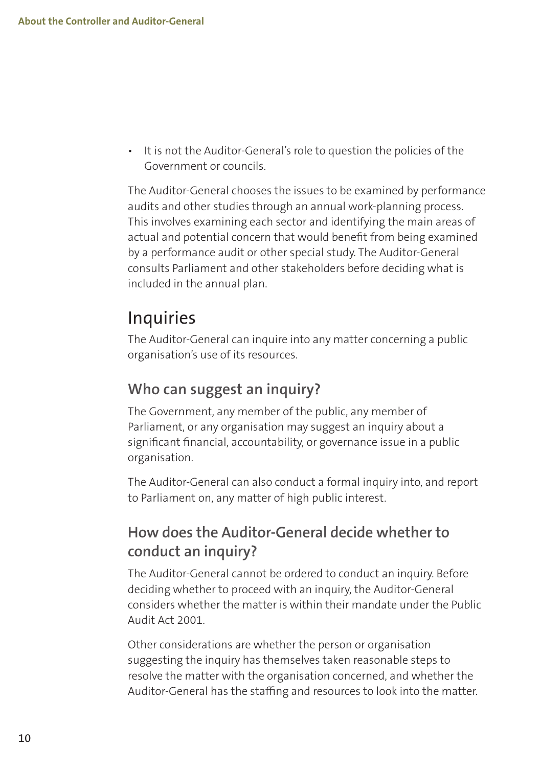- It is not the Auditor-General's role to question the policies of the Government or councils.

The Auditor-General chooses the issues to be examined by performance audits and other studies through an annual work-planning process. This involves examining each sector and identifying the main areas of actual and potential concern that would benefit from being examined by a performance audit or other special study. The Auditor-General consults Parliament and other stakeholders before deciding what is included in the annual plan.

# Inquiries

The Auditor-General can inquire into any matter concerning a public organisation's use of its resources.

## Who can suggest an inquiry?

The Government, any member of the public, any member of Parliament, or any organisation may suggest an inquiry about a significant financial, accountability, or governance issue in a public organisation.

The Auditor-General can also conduct a formal inquiry into, and report to Parliament on, any matter of high public interest.

## How does the Auditor-General decide whether to conduct an inquiry?

The Auditor-General cannot be ordered to conduct an inquiry. Before deciding whether to proceed with an inquiry, the Auditor-General considers whether the matter is within their mandate under the Public Audit Act 2001.

Other considerations are whether the person or organisation suggesting the inquiry has themselves taken reasonable steps to resolve the matter with the organisation concerned, and whether the Auditor-General has the staffing and resources to look into the matter.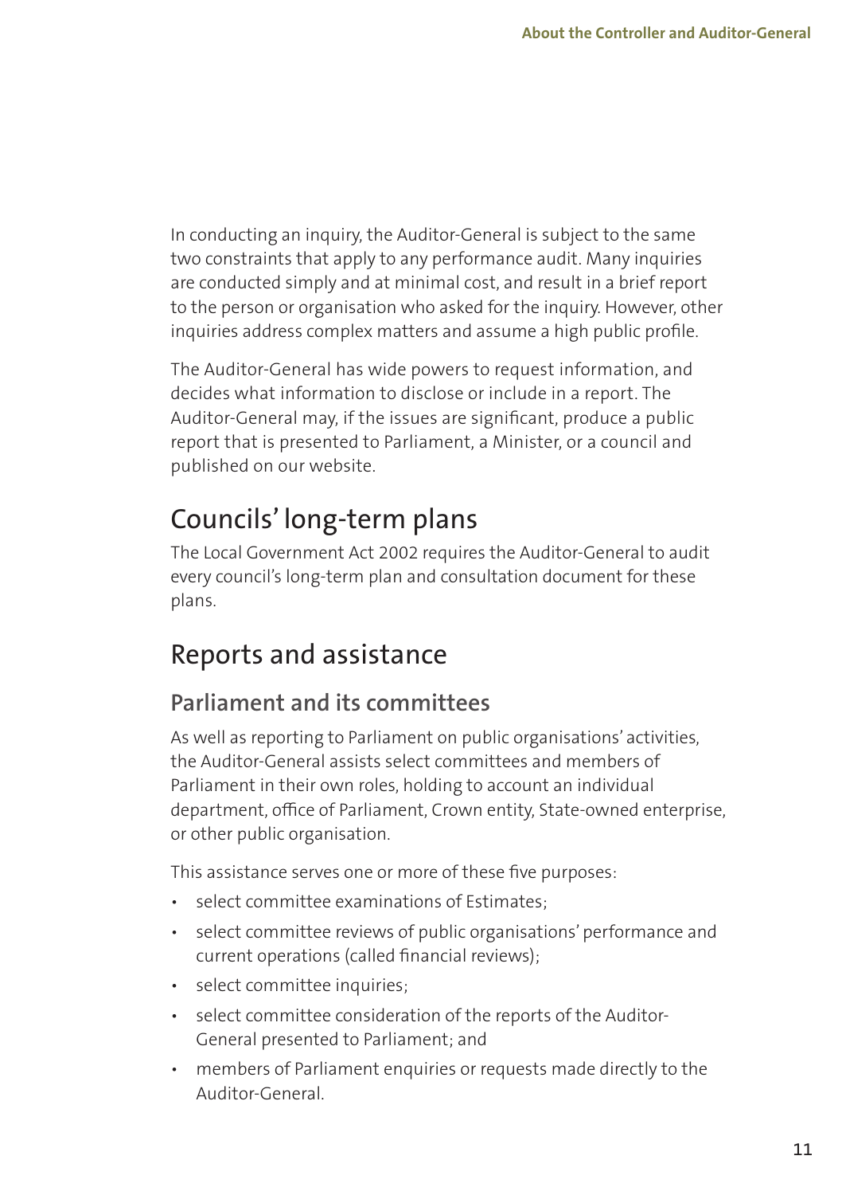In conducting an inquiry, the Auditor-General is subject to the same two constraints that apply to any performance audit. Many inquiries are conducted simply and at minimal cost, and result in a brief report to the person or organisation who asked for the inquiry. However, other inquiries address complex matters and assume a high public profile.

The Auditor-General has wide powers to request information, and decides what information to disclose or include in a report. The Auditor-General may, if the issues are significant, produce a public report that is presented to Parliament, a Minister, or a council and published on our website.

## Councils' long-term plans

The Local Government Act 2002 requires the Auditor-General to audit every council's long-term plan and consultation document for these plans.

## Reports and assistance

### Parliament and its committees

As well as reporting to Parliament on public organisations' activities, the Auditor-General assists select committees and members of Parliament in their own roles, holding to account an individual department, office of Parliament, Crown entity, State-owned enterprise, or other public organisation.

This assistance serves one or more of these five purposes:

- select committee examinations of Estimates;
- select committee reviews of public organisations' performance and current operations (called financial reviews);
- select committee inquiries;
- select committee consideration of the reports of the Auditor-General presented to Parliament; and
- members of Parliament enquiries or requests made directly to the Auditor-General.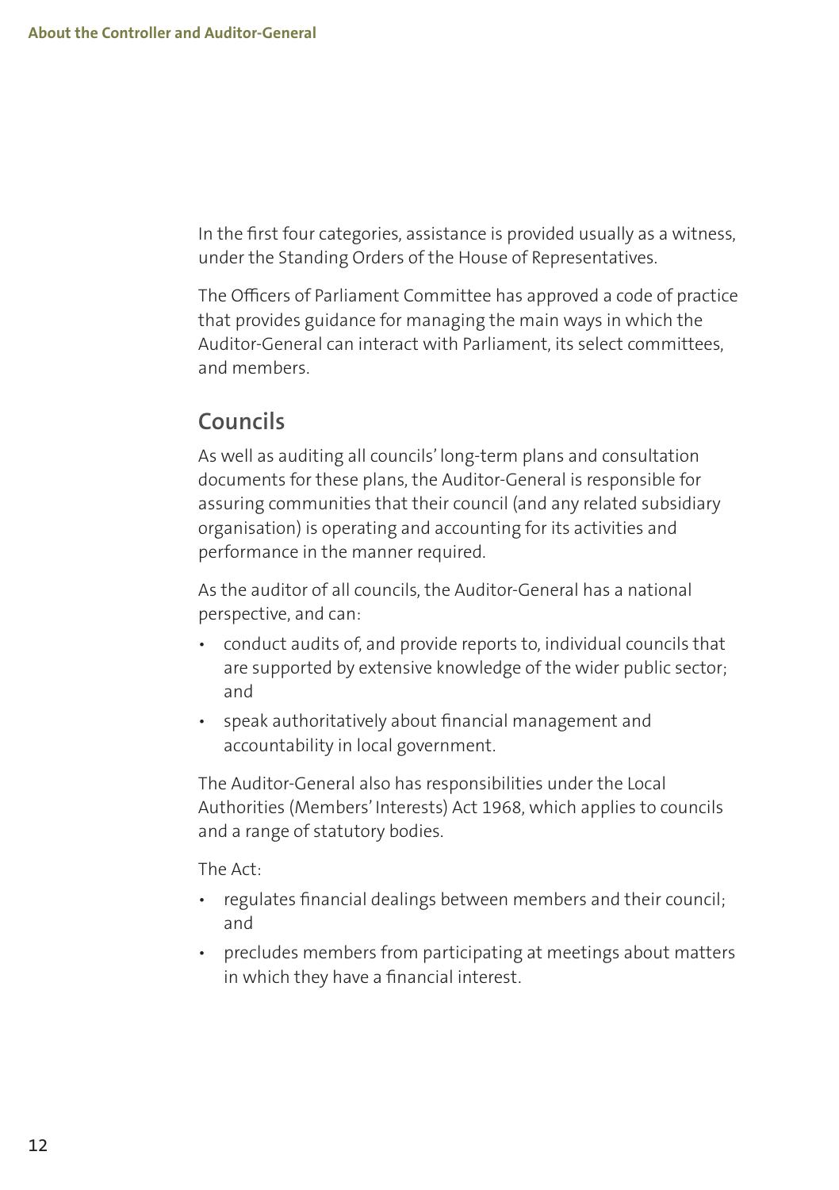In the first four categories, assistance is provided usually as a witness, under the Standing Orders of the House of Representatives.

The Officers of Parliament Committee has approved a code of practice that provides guidance for managing the main ways in which the Auditor-General can interact with Parliament, its select committees, and members.

## Councils

As well as auditing all councils' long-term plans and consultation documents for these plans, the Auditor-General is responsible for assuring communities that their council (and any related subsidiary organisation) is operating and accounting for its activities and performance in the manner required.

As the auditor of all councils, the Auditor-General has a national perspective, and can:

- conduct audits of, and provide reports to, individual councils that are supported by extensive knowledge of the wider public sector; and
- speak authoritatively about financial management and accountability in local government.

The Auditor-General also has responsibilities under the Local Authorities (Members' Interests) Act 1968, which applies to councils and a range of statutory bodies.

The Act:

- regulates financial dealings between members and their council; and
- precludes members from participating at meetings about matters in which they have a financial interest.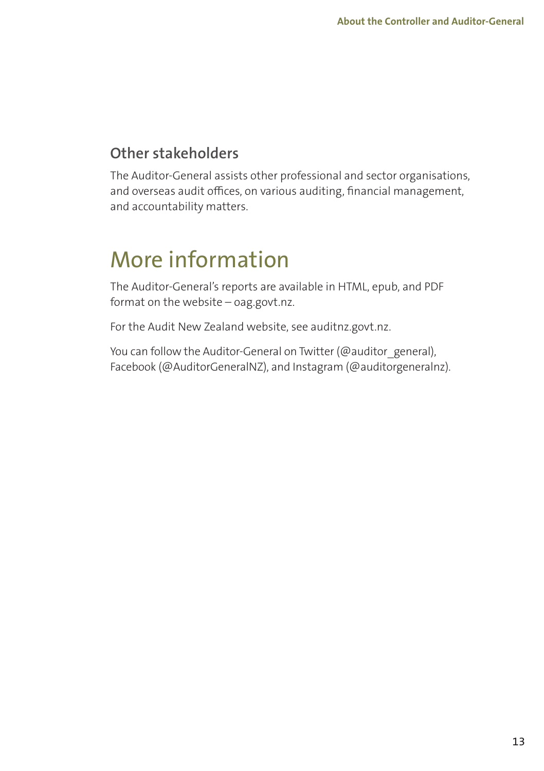## Other stakeholders

The Auditor-General assists other professional and sector organisations, and overseas audit offices, on various auditing, financial management, and accountability matters.

# More information

The Auditor-General's reports are available in HTML, epub, and PDF format on the website – oag.govt.nz.

For the Audit New Zealand website, see auditnz.govt.nz.

You can follow the Auditor-General on Twitter (@auditor_general), Facebook (@AuditorGeneralNZ), and Instagram (@auditorgeneralnz).